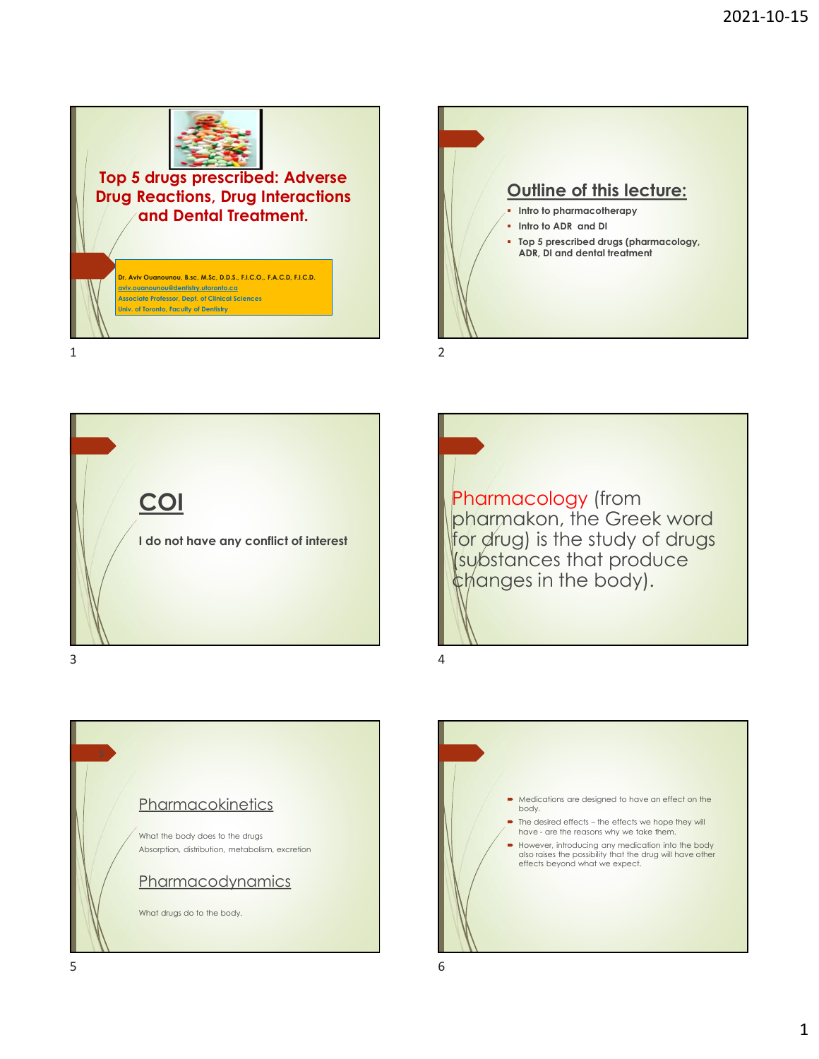# Top 5 drugs prescribed: Adverse Drug Reactions, Drug Interactions and Dental Treatment.

Dr. Aviv Ouanounou, B.sc, M.Sc, D.D.S., F.I.C.O., F.A.C.D, F.I.C.D.
aviv.ouanounou@dentistry.utoronto.ca
Associate Professor, Dept. of Clinical Sciences
Univ. of Toronto, Faculty of Dentistry

## Outline of this lecture:

- Intro to pharmacotherapy
- Intro to ADR and DI
- Top 5 prescribed drugs (pharmacology, ADR, DI and dental treatment

## COI

I do not have any conflict of interest

Pharmacology (from pharmakon, the Greek word for drug) is the study of drugs (substances that produce changes in the body).

## Pharmacokinetics

What the body does to the drugs
Absorption, distribution, metabolism, excretion

## Pharmacodynamics

What drugs do to the body.

- Medications are designed to have an effect on the body.
- The desired effects – the effects we hope they will have - are the reasons why we take them.
- However, introducing any medication into the body also raises the possibility that the drug will have other effects beyond what we expect.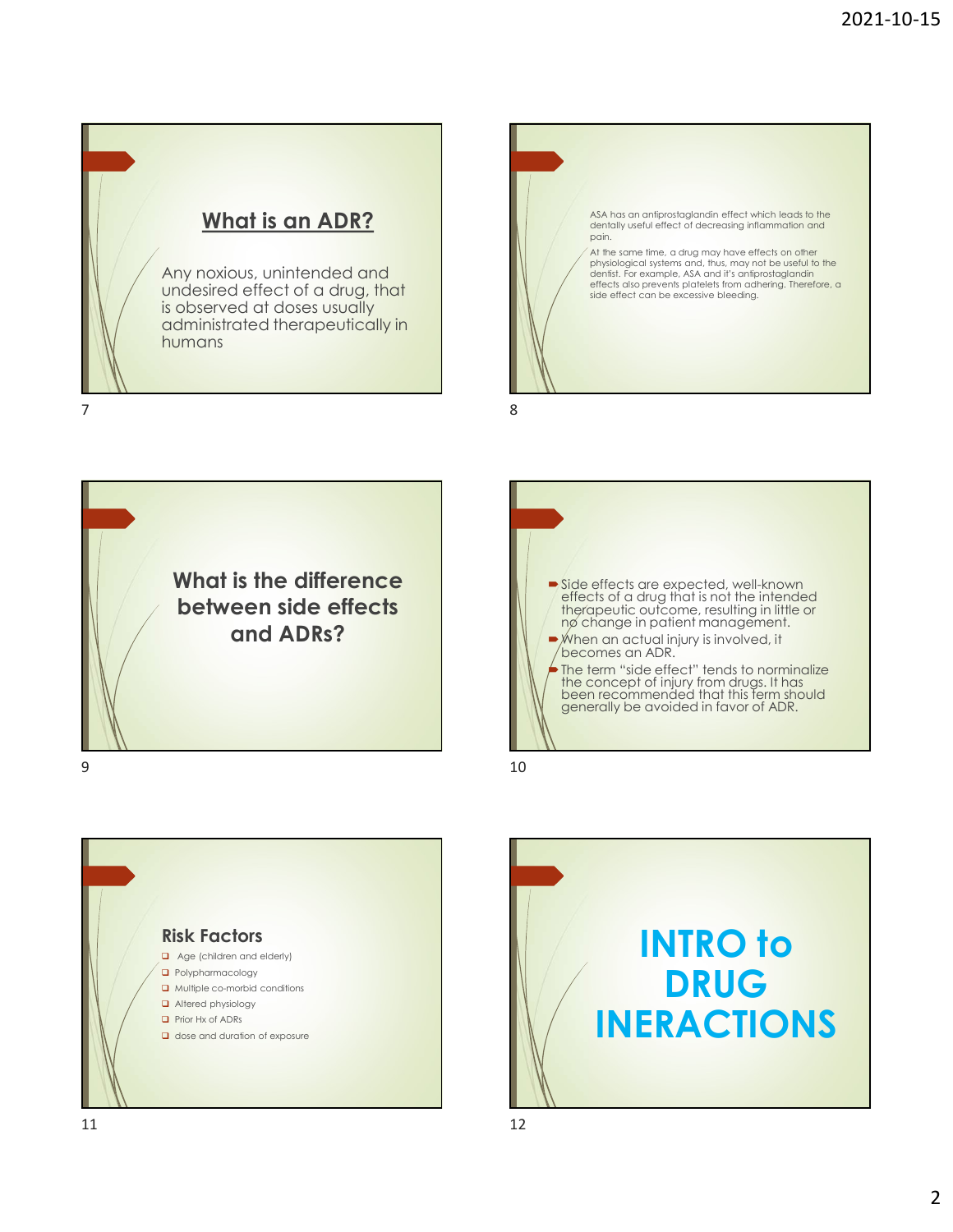## What is an ADR?

Any noxious, unintended and undesired effect of a drug, that is observed at doses usually administrated therapeutically in humans

ASA has an antiprostaglandin effect which leads to the dentally useful effect of decreasing inflammation and pain.

At the same time, a drug may have effects on other physiological systems and, thus, may not be useful to the dentist. For example, ASA and it's antiprostaglandin effects also prevents platelets from adhering. Therefore, a side effect can be excessive bleeding.

## What is the difference between side effects and ADRs?

- Side effects are expected, well-known effects of a drug that is not the intended therapeutic outcome, resulting in little or no change in patient management.
- When an actual injury is involved, it becomes an ADR.
- The term "side effect" tends to norminalize the concept of injury from drugs. It has been recommended that this term should generally be avoided in favor of ADR.

## Risk Factors

- Age (children and elderly)
- Polypharmacology
- Multiple co-morbid conditions
- Altered physiology
- Prior Hx of ADRs
- dose and duration of exposure

# INTRO to DRUG INERACTIONS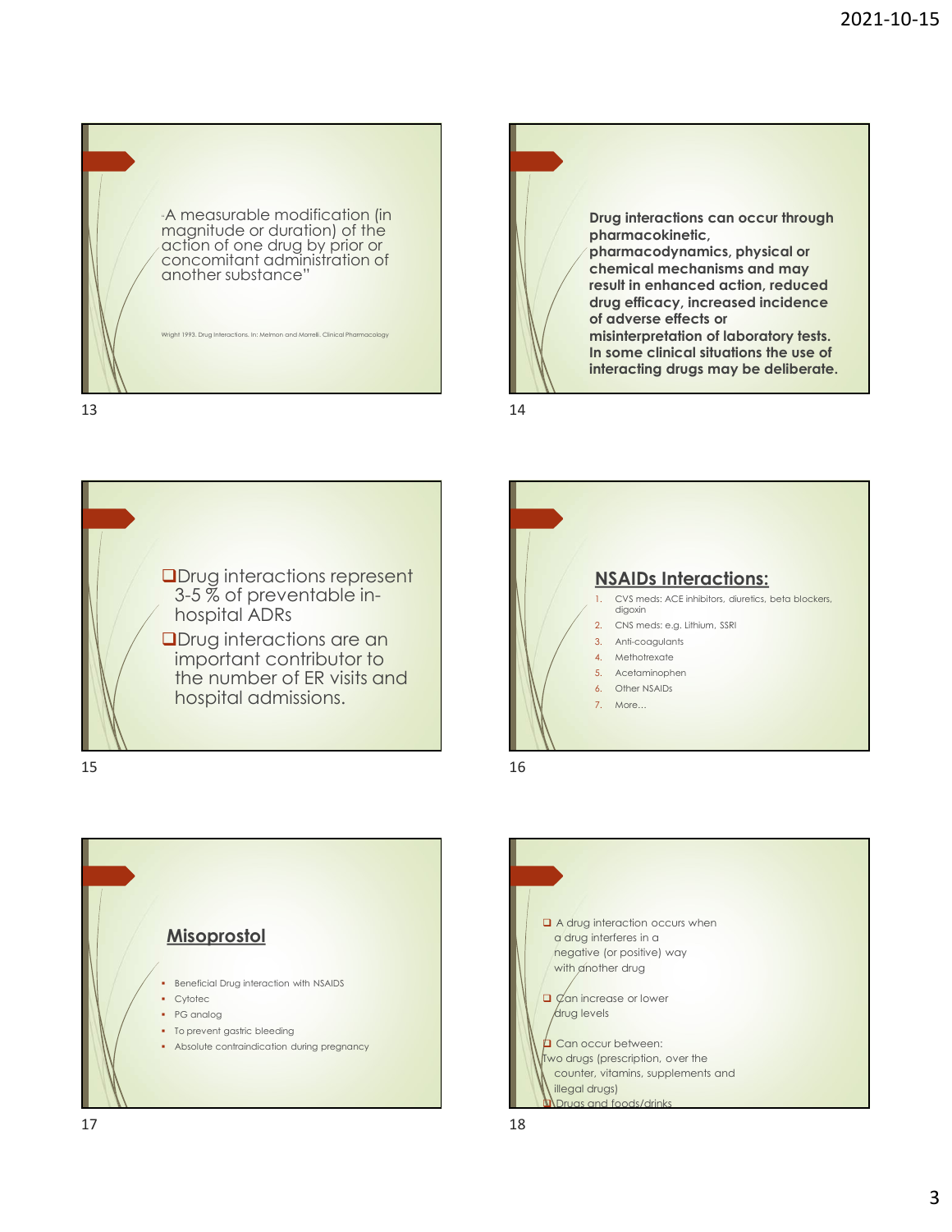"A measurable modification (in magnitude or duration) of the action of one drug by prior or concomitant administration of another substance"

Wright 1993. Drug Interactions. In: Melmon and Morrell. Clinical Pharmacology

**Drug interactions can occur through pharmacokinetic, pharmacodynamics, physical or chemical mechanisms and may result in enhanced action, reduced drug efficacy, increased incidence of adverse effects or misinterpretation of laboratory tests. In some clinical situations the use of interacting drugs may be deliberate.**

- Drug interactions represent 3-5 % of preventable in-hospital ADRs
- Drug interactions are an important contributor to the number of ER visits and hospital admissions.

## NSAIDs Interactions:

1. CVS meds: ACE inhibitors, diuretics, beta blockers, digoxin
2. CNS meds: e.g. Lithium, SSRI
3. Anti-coagulants
4. Methotrexate
5. Acetaminophen
6. Other NSAIDs
7. More…

## Misoprostol

- Beneficial Drug interaction with NSAIDS
- Cytotec
- PG analog
- To prevent gastric bleeding
- Absolute contraindication during pregnancy

- A drug interaction occurs when a drug interferes in a negative (or positive) way with another drug
- Can increase or lower drug levels
- Can occur between:
  Two drugs (prescription, over the counter, vitamins, supplements and illegal drugs)
- Drugs and foods/drinks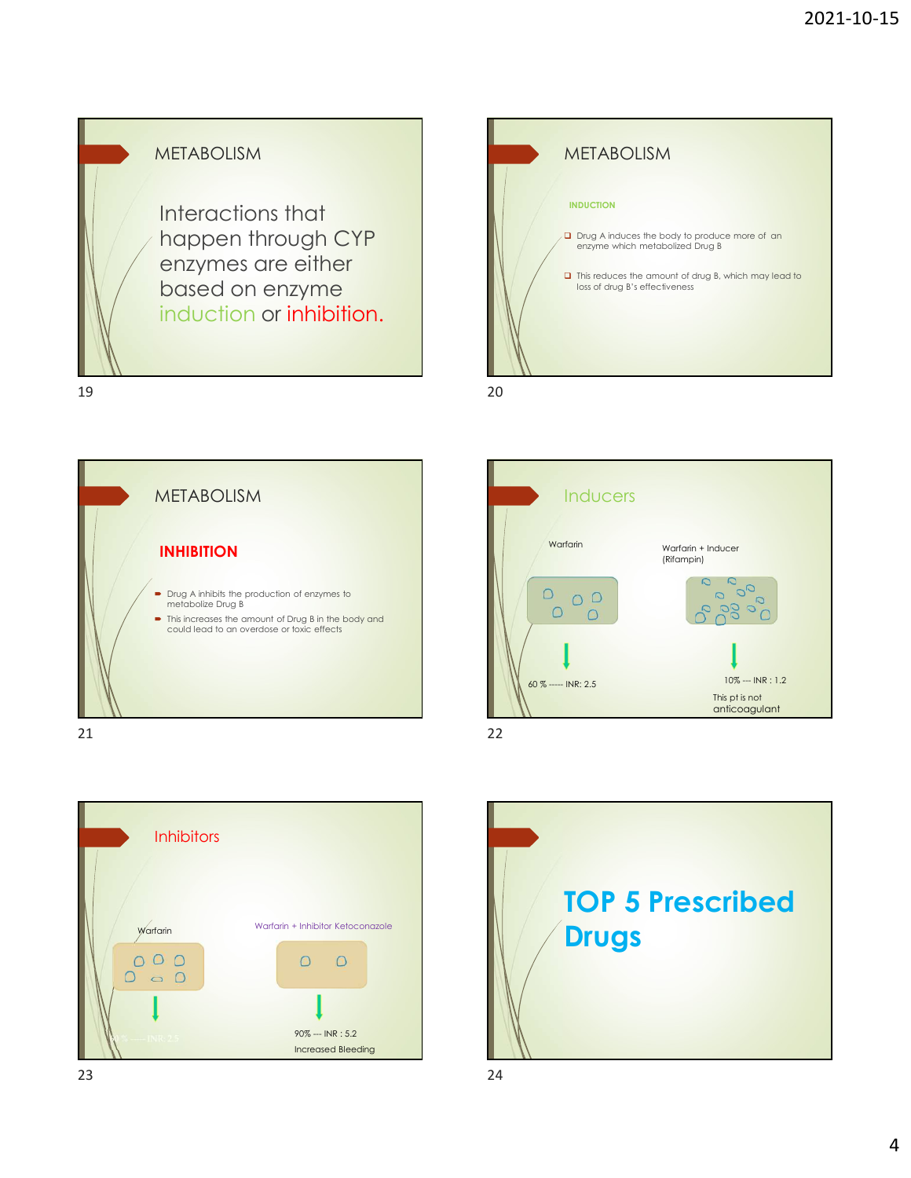## METABOLISM

Interactions that happen through CYP enzymes are either based on enzyme induction or inhibition.

## METABOLISM

**INDUCTION**

- Drug A induces the body to produce more of an enzyme which metabolized Drug B
- This reduces the amount of drug B, which may lead to loss of drug B's effectiveness

## METABOLISM

**INHIBITION**

- Drug A inhibits the production of enzymes to metabolize Drug B
- This increases the amount of Drug B in the body and could lead to an overdose or toxic effects

## Inducers

Warfarin

60 % ----- INR: 2.5

Warfarin + Inducer (Rifampin)

10% --- INR : 1.2

This pt is not anticoagulant

## Inhibitors

Warfarin

60% ----- INR: 2.5

Warfarin + Inhibitor Ketoconazole

90% --- INR : 5.2

Increased Bleeding

# TOP 5 Prescribed Drugs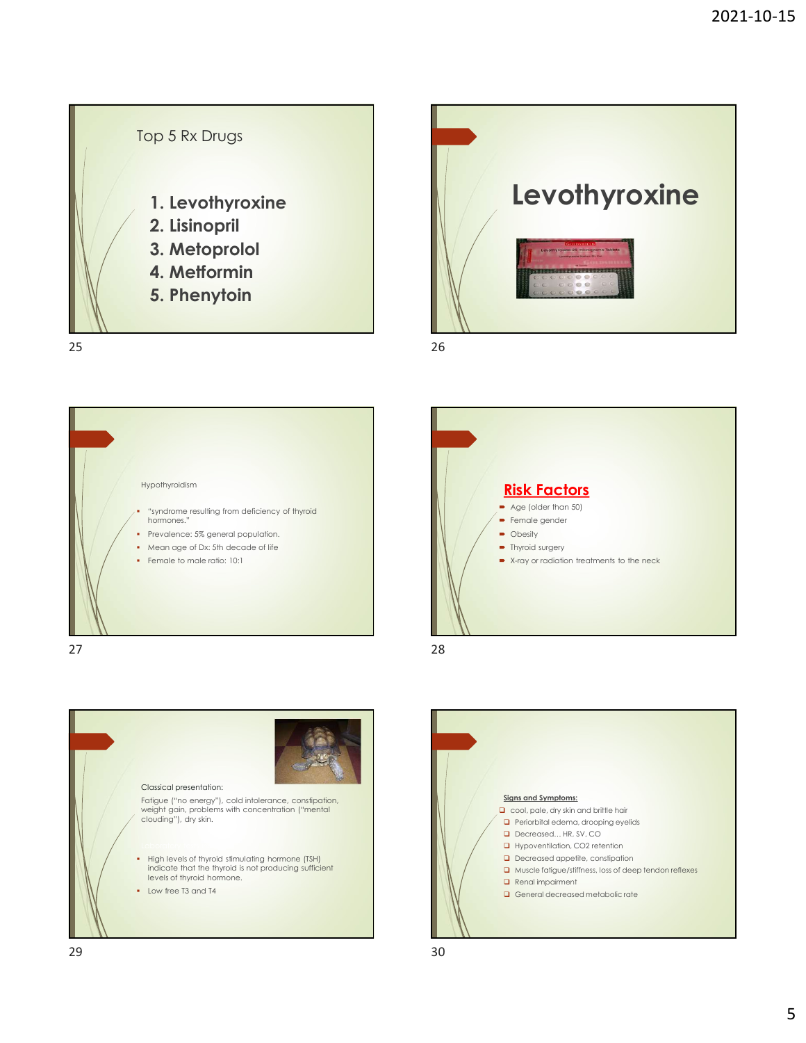## Top 5 Rx Drugs

1. **Levothyroxine**
2. **Lisinopril**
3. **Metoprolol**
4. **Metformin**
5. **Phenytoin**

# Levothyroxine

Hypothyroidism

- "syndrome resulting from deficiency of thyroid hormones."
- Prevalence: 5% general population.
- Mean age of Dx: 5th decade of life
- Female to male ratio: 10:1

## Risk Factors

- Age (older than 50)
- Female gender
- Obesity
- Thyroid surgery
- X-ray or radiation treatments to the neck

Classical presentation:

Fatigue ("no energy"), cold intolerance, constipation, weight gain, problems with concentration ("mental clouding"), dry skin.

- High levels of thyroid stimulating hormone (TSH) indicate that the thyroid is not producing sufficient levels of thyroid hormone.
- Low free T3 and T4

**Signs and Symptoms:**

- cool, pale, dry skin and brittle hair
  - Periorbital edema, drooping eyelids
  - Decreased… HR, SV, CO
  - Hypoventilation, $CO_2$ retention
  - Decreased appetite, constipation
  - Muscle fatigue/stiffness, loss of deep tendon reflexes
  - Renal impairment
  - General decreased metabolic rate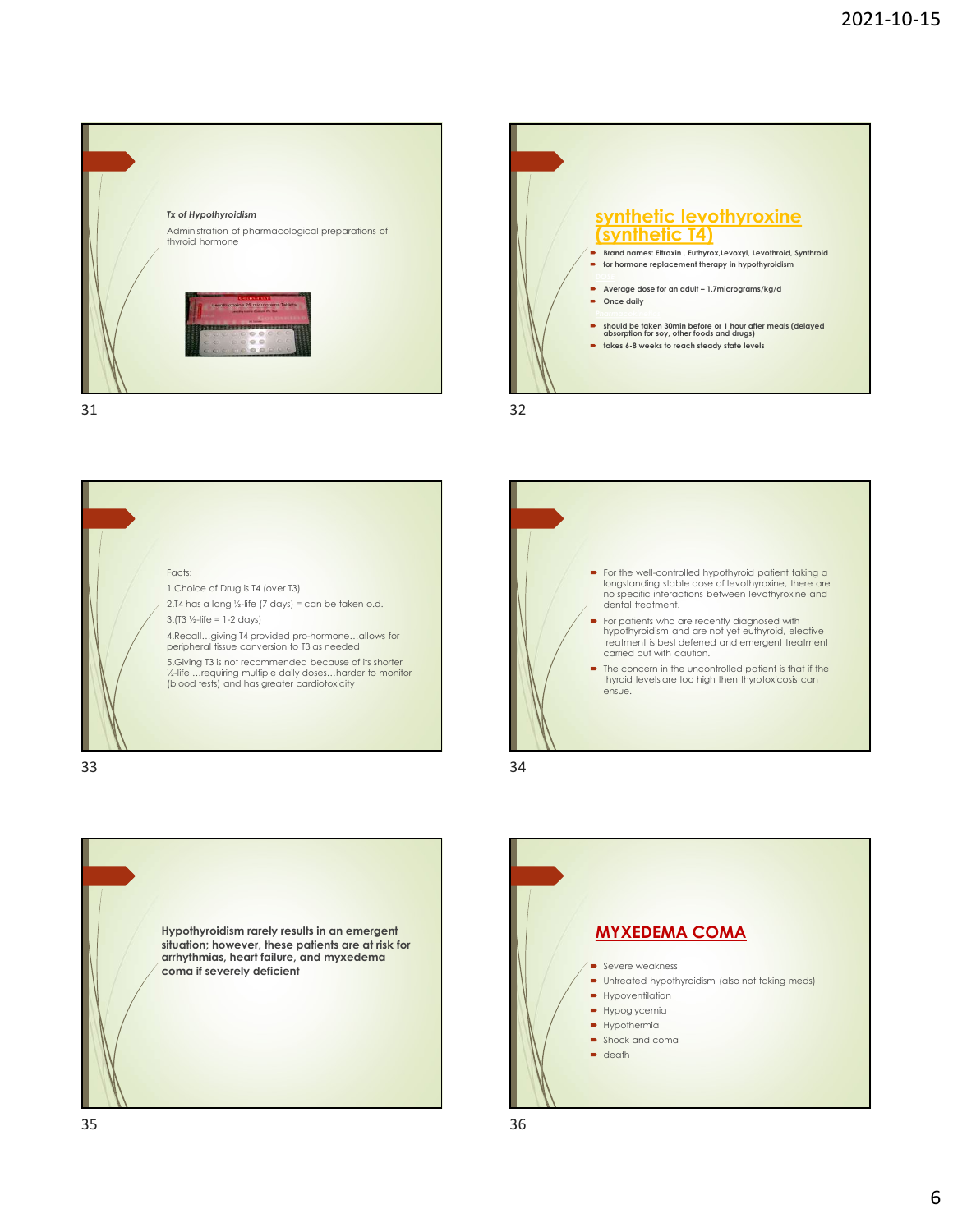### Tx of Hypothyroidism

Administration of pharmacological preparations of thyroid hormone

## synthetic levothyroxine (synthetic T4)

- Brand names: Eltroxin , Euthyrox,Levoxyl, Levothroid, Synthroid
- for hormone replacement therapy in hypothyroidism
- Average dose for an adult – 1.7micrograms/kg/d
- Once daily
- should be taken 30min before or 1 hour after meals (delayed absorption for soy, other foods and drugs)
- takes 6-8 weeks to reach steady state levels

Facts:

1.Choice of Drug is T4 (over T3)

2.T4 has a long ½-life (7 days) = can be taken o.d.

3.(T3 ½-life = 1-2 days)

4.Recall…giving T4 provided pro-hormone…allows for peripheral tissue conversion to T3 as needed

5.Giving T3 is not recommended because of its shorter ½-life …requiring multiple daily doses…harder to monitor (blood tests) and has greater cardiotoxicity

- For the well-controlled hypothyroid patient taking a longstanding stable dose of levothyroxine, there are no specific interactions between levothyroxine and dental treatment.
- For patients who are recently diagnosed with hypothyroidism and are not yet euthyroid, elective treatment is best deferred and emergent treatment carried out with caution.
- The concern in the uncontrolled patient is that if the thyroid levels are too high then thyrotoxicosis can ensue.

**Hypothyroidism rarely results in an emergent situation; however, these patients are at risk for arrhythmias, heart failure, and myxedema coma if severely deficient**

## MYXEDEMA COMA

- Severe weakness
- Untreated hypothyroidism (also not taking meds)
- Hypoventilation
- Hypoglycemia
- Hypothermia
- Shock and coma
- death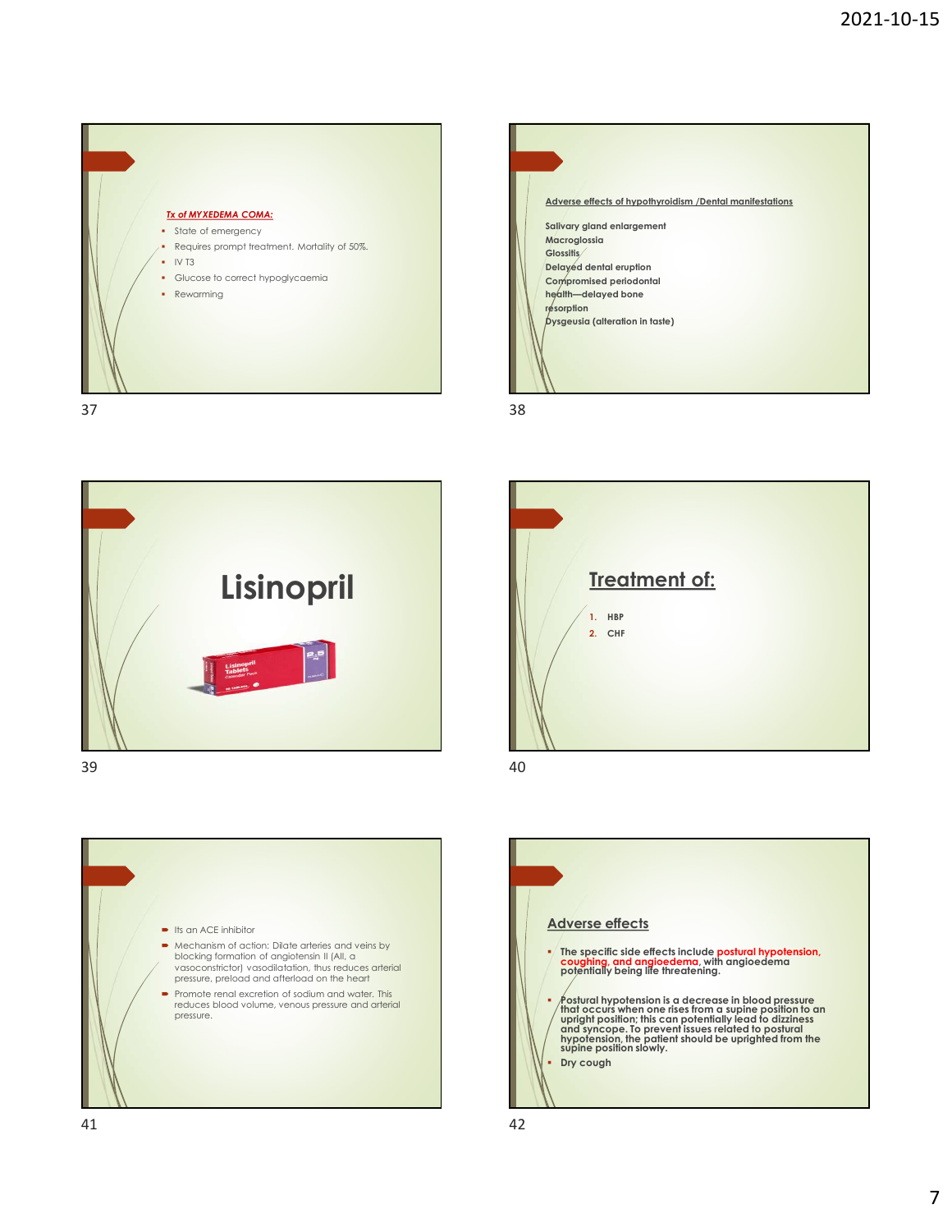**_Tx of MYXEDEMA COMA:_**

- State of emergency
- Requires prompt treatment. Mortality of 50%.
- IV T3
- Glucose to correct hypoglycaemia
- Rewarming

**Adverse effects of hypothyroidism /Dental manifestations**

**Salivary gland enlargement**
**Macroglossia**
**Glossitis**
**Delayed dental eruption**
**Compromised periodontal health—delayed bone resorption**
**Dysgeusia (alteration in taste)**

# Lisinopril

## Treatment of:

1. **HBP**
2. **CHF**

- Its an ACE inhibitor
- Mechanism of action: Dilate arteries and veins by blocking formation of angiotensin II (AII, a vasoconstrictor) vasodilatation, thus reduces arterial pressure, preload and afterload on the heart
- Promote renal excretion of sodium and water. This reduces blood volume, venous pressure and arterial pressure.

## Adverse effects

- **The specific side effects include postural hypotension, coughing, and angioedema, with angioedema potentially being life threatening.**
- **Postural hypotension is a decrease in blood pressure that occurs when one rises from a supine position to an upright position; this can potentially lead to dizziness and syncope. To prevent issues related to postural hypotension, the patient should be uprighted from the supine position slowly.**
- **Dry cough**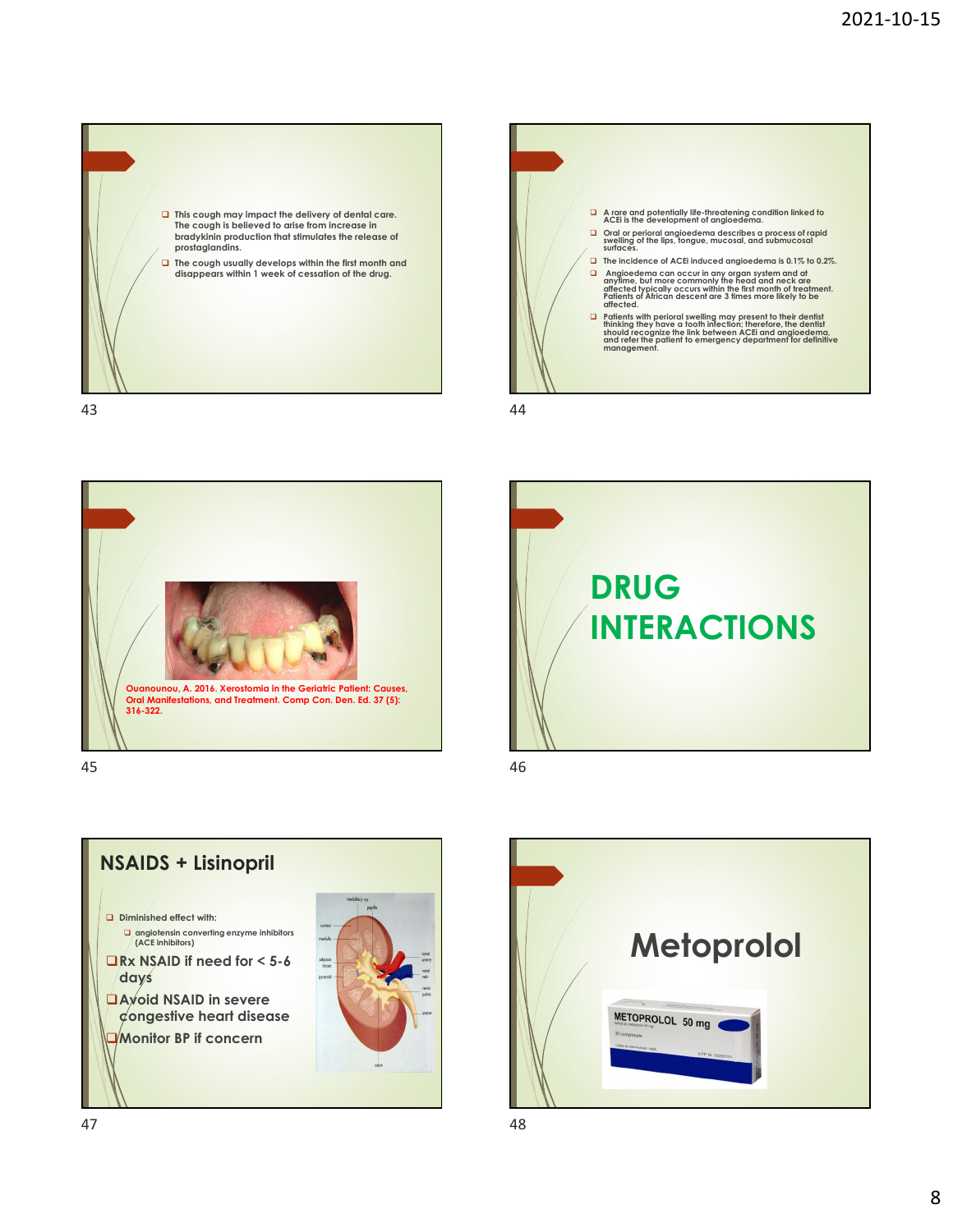- This cough may impact the delivery of dental care. The cough is believed to arise from increase in bradykinin production that stimulates the release of prostaglandins.
- The cough usually develops within the first month and disappears within 1 week of cessation of the drug.

---

- A rare and potentially life-threatening condition linked to ACEi is the development of angioedema.
- Oral or perioral angioedema describes a process of rapid swelling of the lips, tongue, mucosal, and submucosal surfaces.
- The incidence of ACEi induced angioedema is 0.1% to 0.2%.
- Angioedema can occur in any organ system and at anytime, but more commonly the head and neck are affected typically occurs within the first month of treatment. Patients of African descent are 3 times more likely to be affected.
- Patients with perioral swelling may present to their dentist thinking they have a tooth infection; therefore, the dentist should recognize the link between ACEi and angioedema, and refer the patient to emergency department for definitive management.

---

Ouanounou, A. 2016. Xerostomia in the Geriatric Patient: Causes, Oral Manifestations, and Treatment. Comp Con. Den. Ed. 37 (5): 316-322.

---

# DRUG INTERACTIONS

---

## NSAIDS + Lisinopril

- Diminished effect with:
  - angiotensin converting enzyme inhibitors (ACE inhibitors)
- Rx NSAID if need for < 5-6 days
- Avoid NSAID in severe congestive heart disease
- Monitor BP if concern

---

# Metoprolol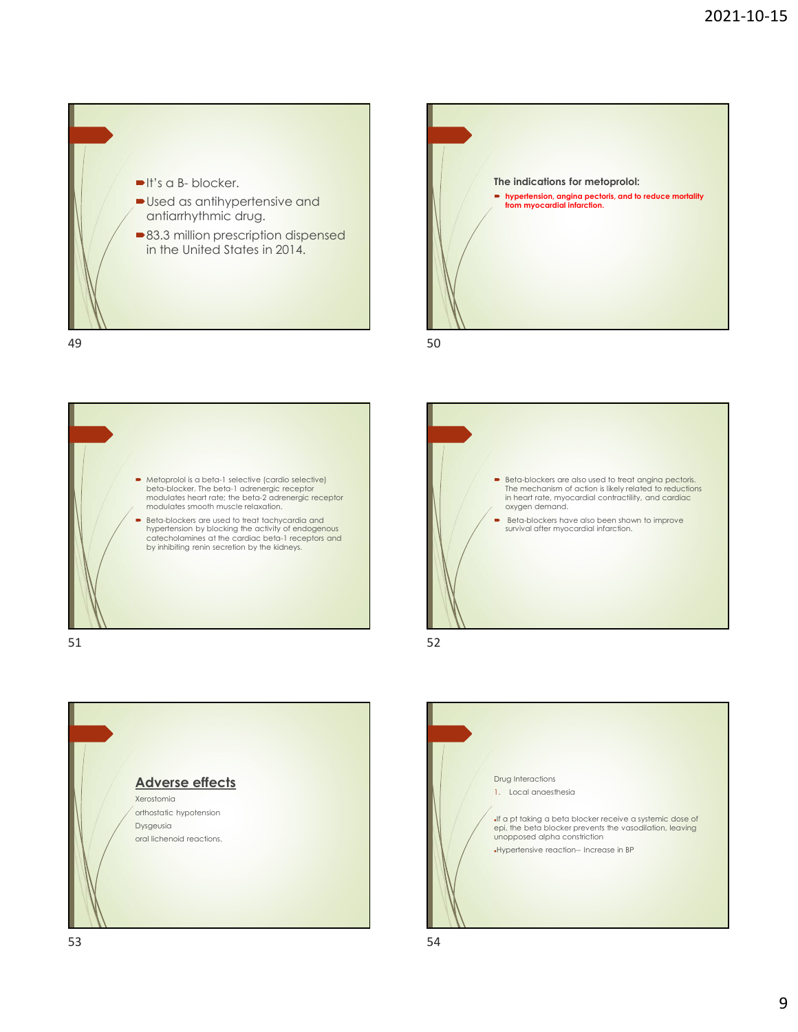- It's a B- blocker.
- Used as antihypertensive and antiarrhythmic drug.
- 83.3 million prescription dispensed in the United States in 2014.

**The indications for metoprolol:**

- **hypertension, angina pectoris, and to reduce mortality from myocardial infarction.**

- Metoprolol is a beta-1 selective (cardio selective) beta-blocker. The beta-1 adrenergic receptor modulates heart rate; the beta-2 adrenergic receptor modulates smooth muscle relaxation.
- Beta-blockers are used to treat tachycardia and hypertension by blocking the activity of endogenous catecholamines at the cardiac beta-1 receptors and by inhibiting renin secretion by the kidneys.

- Beta-blockers are also used to treat angina pectoris. The mechanism of action is likely related to reductions in heart rate, myocardial contractility, and cardiac oxygen demand.
- Beta-blockers have also been shown to improve survival after myocardial infarction.

## Adverse effects

Xerostomia

orthostatic hypotension

Dysgeusia

oral lichenoid reactions.

Drug Interactions

1. Local anaesthesia

- If a pt taking a beta blocker receive a systemic dose of epi, the beta blocker prevents the vasodilation, leaving unopposed alpha constriction
- Hypertensive reaction-- Increase in BP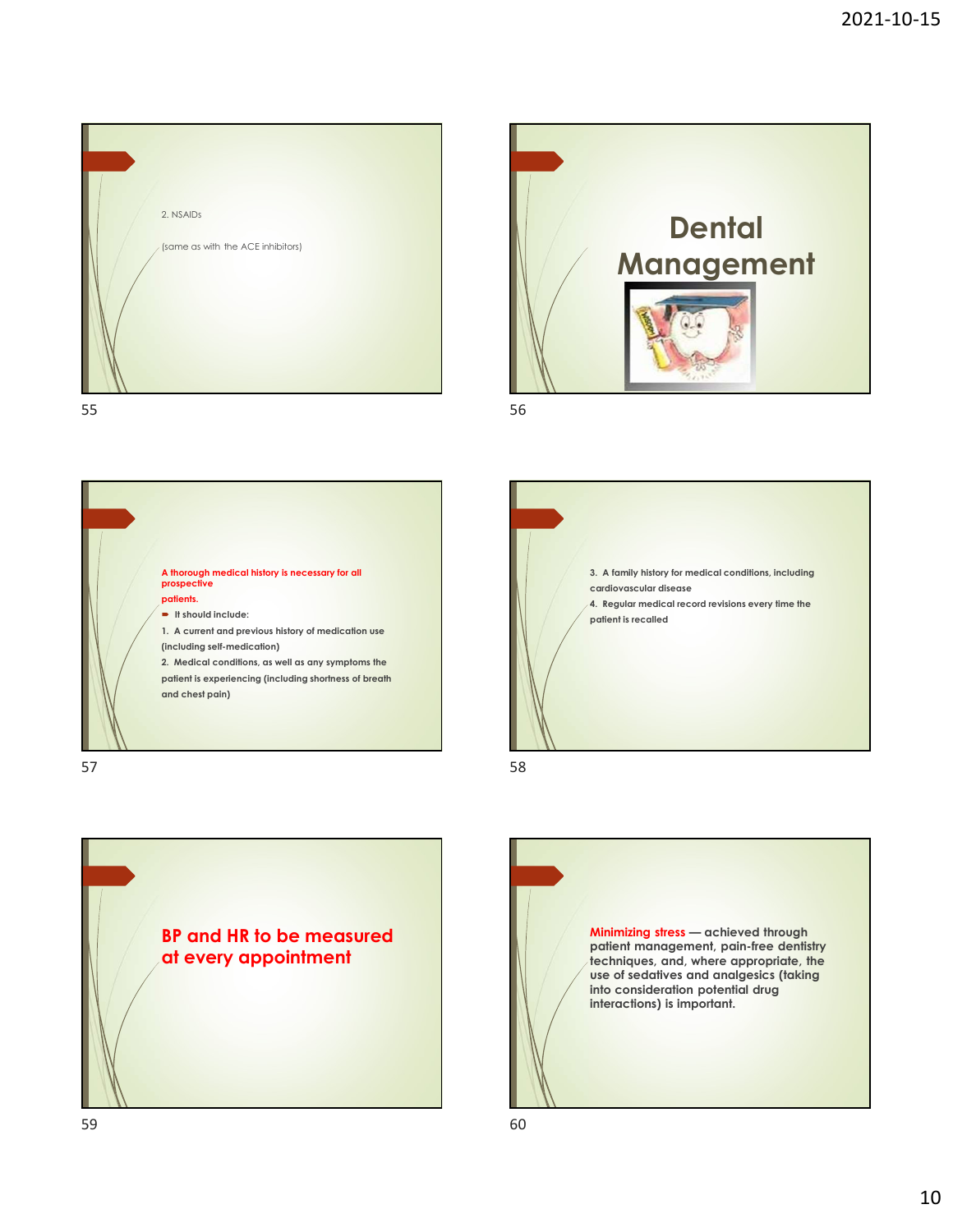2. NSAIDs

(same as with the ACE inhibitors)

# Dental Management

**A thorough medical history is necessary for all prospective patients.**

- It should include:

1. A current and previous history of medication use (including self-medication)
2. Medical conditions, as well as any symptoms the patient is experiencing (including shortness of breath and chest pain)
3. A family history for medical conditions, including cardiovascular disease
4. Regular medical record revisions every time the patient is recalled

## BP and HR to be measured at every appointment

**Minimizing stress** — achieved through patient management, pain-free dentistry techniques, and, where appropriate, the use of sedatives and analgesics (taking into consideration potential drug interactions) is important.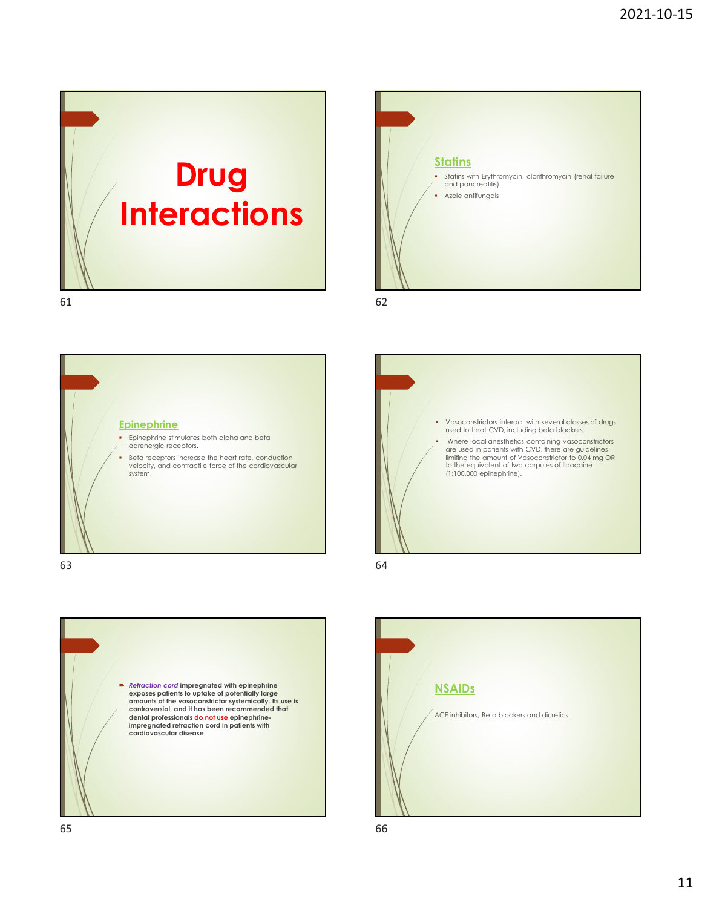# Drug Interactions

## Statins

- Statins with Erythromycin, clarithromycin (renal failure and pancreatitis).
- Azole antifungals

## Epinephrine

- Epinephrine stimulates both alpha and beta adrenergic receptors.
- Beta receptors increase the heart rate, conduction velocity, and contractile force of the cardiovascular system.

- Vasoconstrictors interact with several classes of drugs used to treat CVD, including beta blockers.
- Where local anesthetics containing vasoconstrictors are used in patients with CVD, there are guidelines limiting the amount of Vasoconstrictor to 0.04 mg OR to the equivalent of two carpules of lidocaine (1:100,000 epinephrine).

- ***Retraction cord*** **impregnated with epinephrine exposes patients to uptake of potentially large amounts of the vasoconstrictor systemically. Its use is controversial, and it has been recommended that dental professionals do not use epinephrine-impregnated retraction cord in patients with cardiovascular disease.**

## NSAIDs

ACE inhibitors, Beta blockers and diuretics.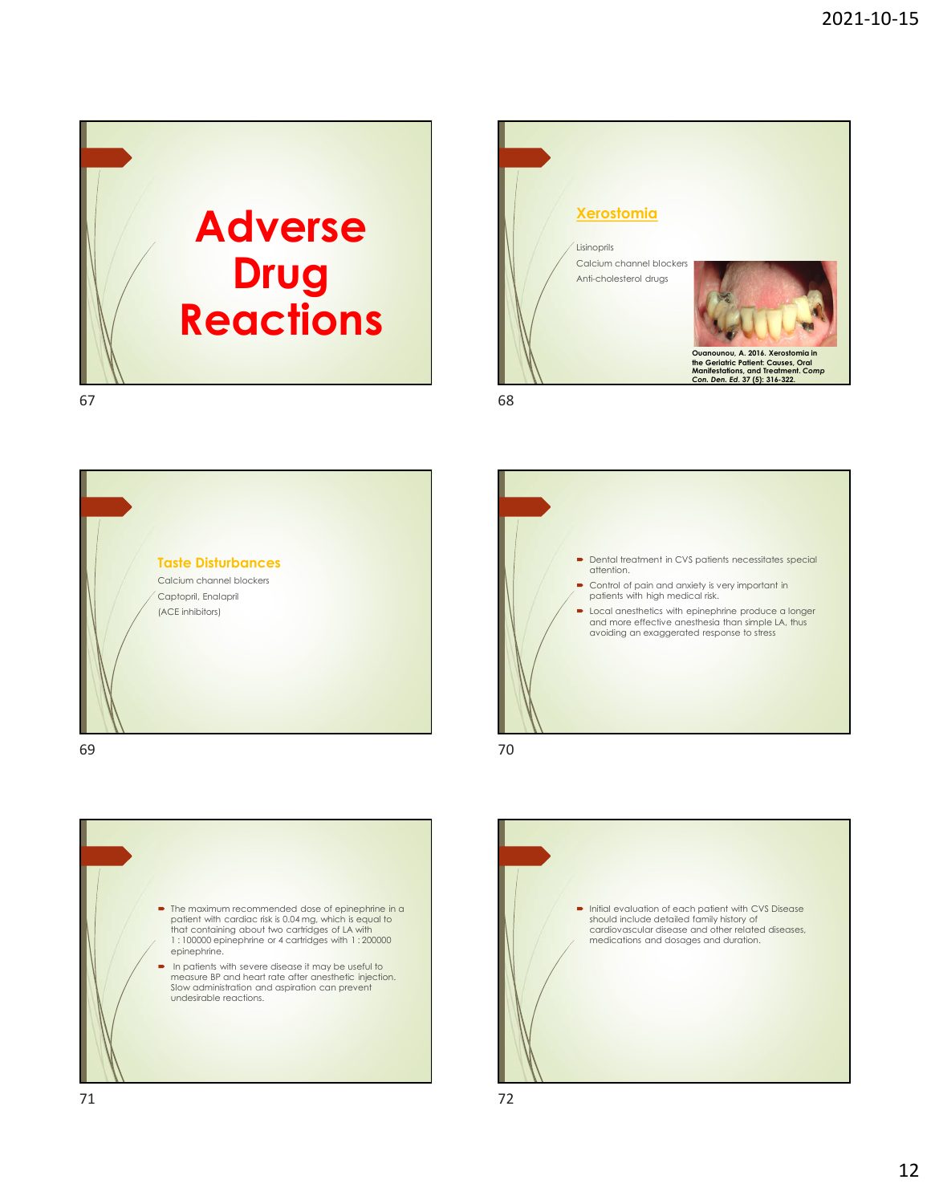# Adverse Drug Reactions

## Xerostomia

Lisinoprils

Calcium channel blockers

Anti-cholesterol drugs

**Ouanounou, A. 2016. Xerostomia in the Geriatric Patient: Causes, Oral Manifestations, and Treatment. *Comp Con. Den. Ed.* 37 (5): 316-322.**

## Taste Disturbances

Calcium channel blockers

Captopril, Enalapril

(ACE inhibitors)

---

- Dental treatment in CVS patients necessitates special attention.
- Control of pain and anxiety is very important in patients with high medical risk.
- Local anesthetics with epinephrine produce a longer and more effective anesthesia than simple LA, thus avoiding an exaggerated response to stress

---

- The maximum recommended dose of epinephrine in a patient with cardiac risk is 0.04 mg, which is equal to that containing about two cartridges of LA with 1 : 100000 epinephrine or 4 cartridges with 1 : 200000 epinephrine.
- In patients with severe disease it may be useful to measure BP and heart rate after anesthetic injection. Slow administration and aspiration can prevent undesirable reactions.

---

- Initial evaluation of each patient with CVS Disease should include detailed family history of cardiovascular disease and other related diseases, medications and dosages and duration.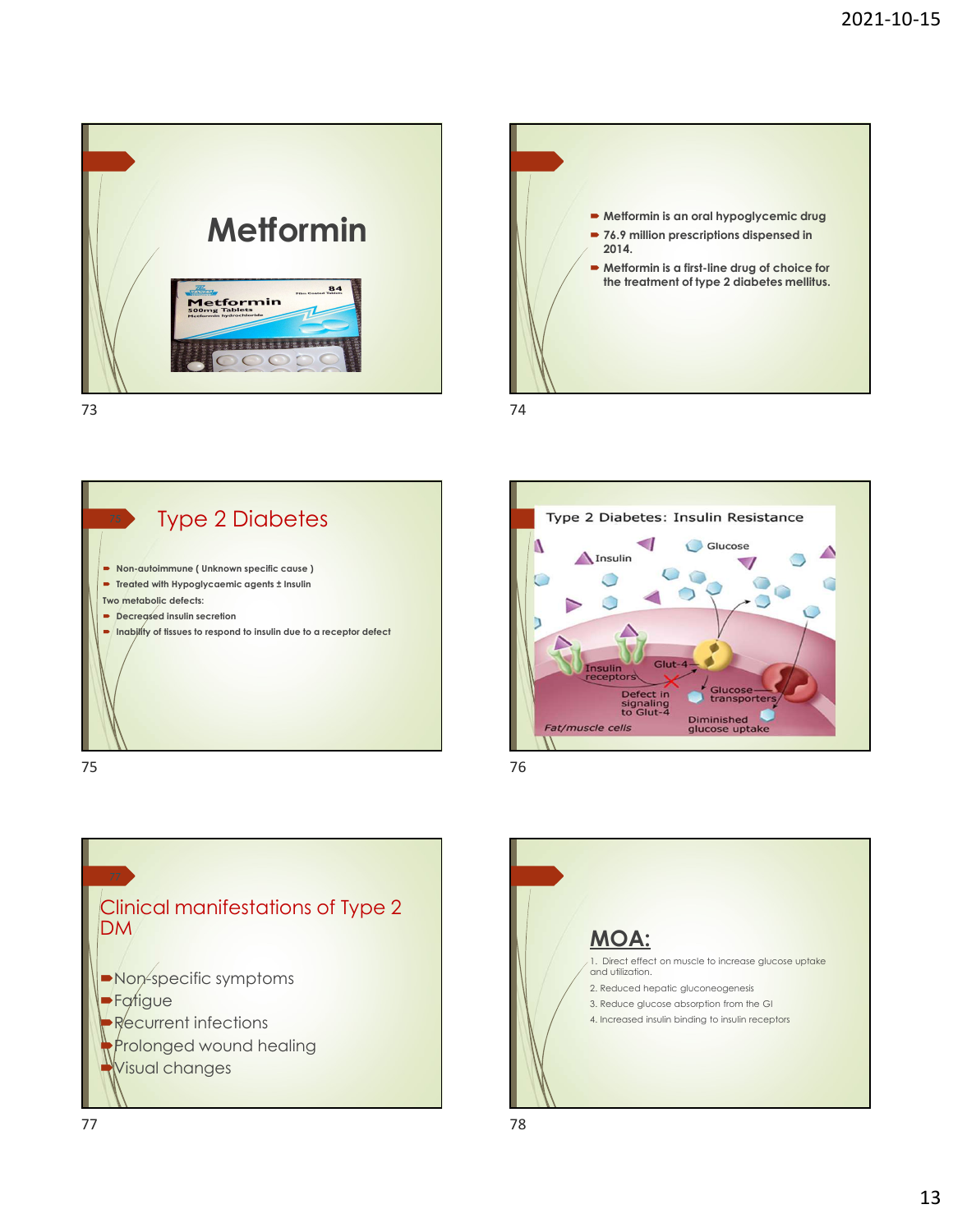# Metformin

- Metformin is an oral hypoglycemic drug
- 76.9 million prescriptions dispensed in 2014.
- Metformin is a first-line drug of choice for the treatment of type 2 diabetes mellitus.

## Type 2 Diabetes

- Non-autoimmune ( Unknown specific cause )
- Treated with Hypoglycaemic agents ± Insulin

Two metabolic defects:

- Decreased insulin secretion
- Inability of tissues to respond to insulin due to a receptor defect

## Type 2 Diabetes: Insulin Resistance

Insulin
Glucose
Insulin receptors
Glut-4
Defect in signaling to Glut-4
Glucose transporters
Diminished glucose uptake
Fat/muscle cells

## Clinical manifestations of Type 2 DM

- Non-specific symptoms
- Fatigue
- Recurrent infections
- Prolonged wound healing
- Visual changes

## MOA:

1. Direct effect on muscle to increase glucose uptake and utilization.
2. Reduced hepatic gluconeogenesis
3. Reduce glucose absorption from the GI
4. Increased insulin binding to insulin receptors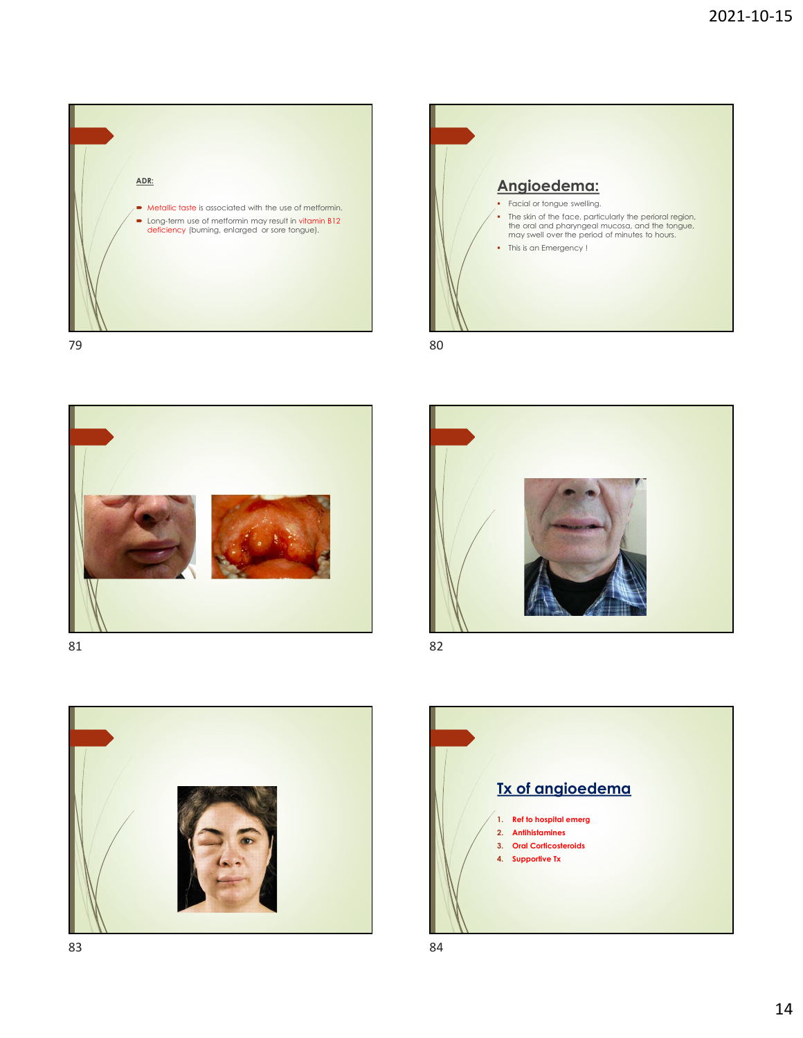**ADR:**

- Metallic taste is associated with the use of metformin.
- Long-term use of metformin may result in vitamin B12 deficiency (burning, enlarged or sore tongue).

## Angioedema:

- Facial or tongue swelling.
- The skin of the face, particularly the perioral region, the oral and pharyngeal mucosa, and the tongue, may swell over the period of minutes to hours.
- This is an Emergency !

## Tx of angioedema

1. **Ref to hospital emerg**
2. **Antihistamines**
3. **Oral Corticosteroids**
4. **Supportive Tx**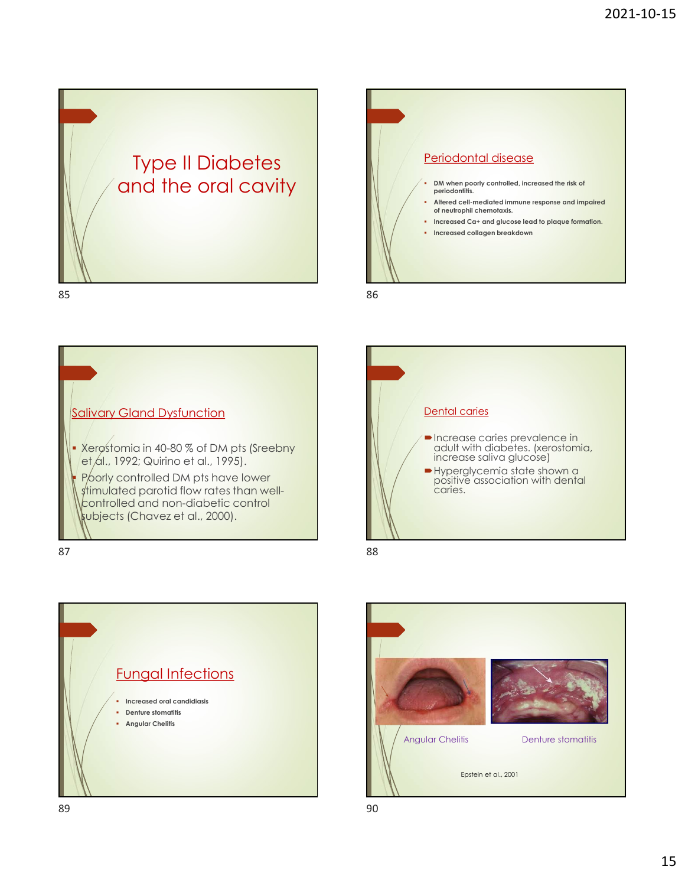# Type II Diabetes and the oral cavity

## Periodontal disease

- DM when poorly controlled, increased the risk of periodontitis.
- Altered cell-mediated immune response and impaired of neutrophil chemotaxis.
- Increased Ca+ and glucose lead to plaque formation.
- Increased collagen breakdown

## Salivary Gland Dysfunction

- Xerostomia in 40-80 % of DM pts (Sreebny et al., 1992; Quirino et al., 1995).
- Poorly controlled DM pts have lower stimulated parotid flow rates than well-controlled and non-diabetic control subjects (Chavez et al., 2000).

## Dental caries

- Increase caries prevalence in adult with diabetes. (xerostomia, increase saliva glucose)
- Hyperglycemia state shown a positive association with dental caries.

## Fungal Infections

- Increased oral candidiasis
- Denture stomatitis
- Angular Chelitis

Angular Chelitis

Denture stomatitis

Epstein et al., 2001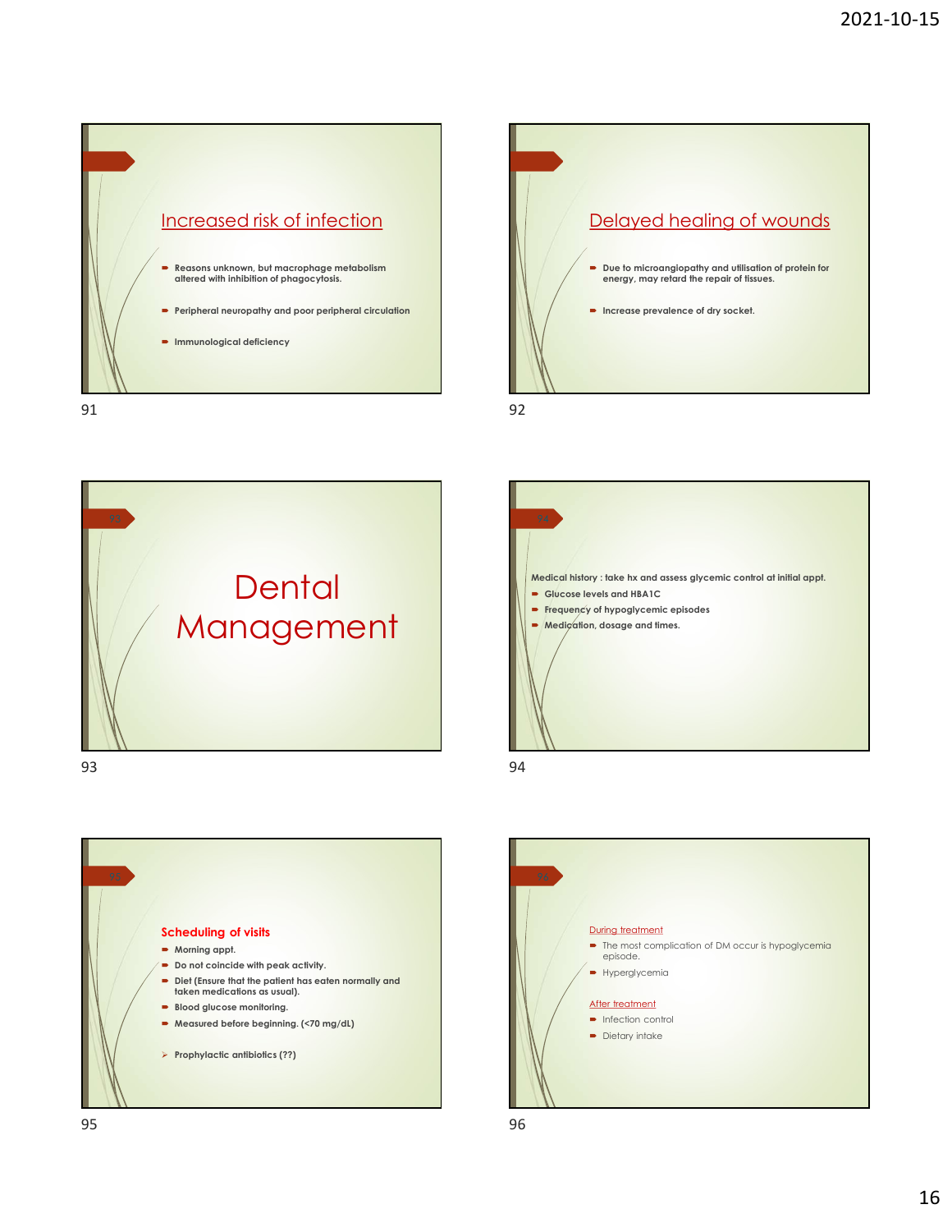## Increased risk of infection

- Reasons unknown, but macrophage metabolism altered with inhibition of phagocytosis.
- Peripheral neuropathy and poor peripheral circulation
- Immunological deficiency

## Delayed healing of wounds

- Due to microangiopathy and utilisation of protein for energy, may retard the repair of tissues.
- Increase prevalence of dry socket.

# Dental Management

Medical history : take hx and assess glycemic control at initial appt.

- Glucose levels and HBA1C
- Frequency of hypoglycemic episodes
- Medication, dosage and times.

**Scheduling of visits**

- Morning appt.
- Do not coincide with peak activity.
- Diet (Ensure that the patient has eaten normally and taken medications as usual).
- Blood glucose monitoring.
- Measured before beginning. (<70 mg/dL)

- Prophylactic antibiotics (??)

During treatment

- The most complication of DM occur is hypoglycemia episode.
- Hyperglycemia

After treatment

- Infection control
- Dietary intake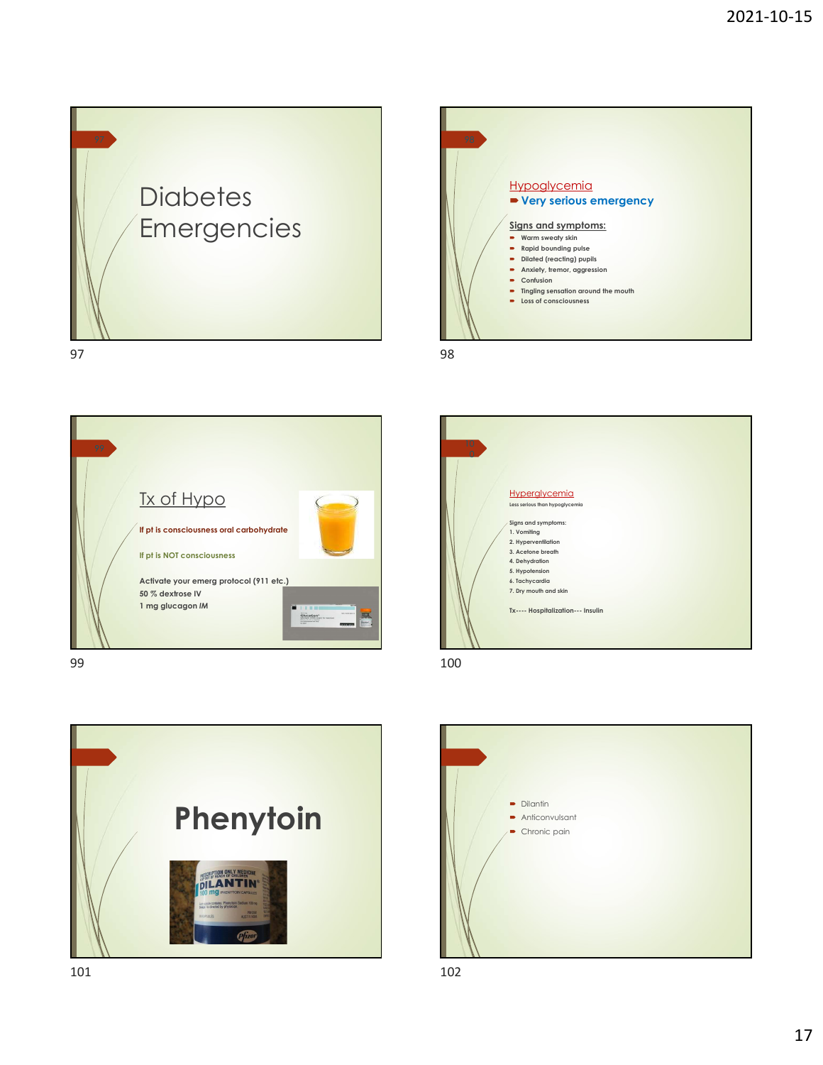# Diabetes Emergencies

## Hypoglycemia

- **Very serious emergency**

**Signs and symptoms:**

- Warm sweaty skin
- Rapid bounding pulse
- Dilated (reacting) pupils
- Anxiety, tremor, aggression
- Confusion
- Tingling sensation around the mouth
- Loss of consciousness

## Tx of Hypo

If pt is consciousness oral carbohydrate

If pt is NOT consciousness

Activate your emerg protocol (911 etc.)

50 % dextrose IV

1 mg glucagon *IM*

## Hyperglycemia

Less serious than hypoglycemia

Signs and symptoms:

1. Vomiting
2. Hyperventilation
3. Acetone breath
4. Dehydration
5. Hypotension
6. Tachycardia
7. Dry mouth and skin

Tx---- Hospitalization--- Insulin

# Phenytoin

- Dilantin
- Anticonvulsant
- Chronic pain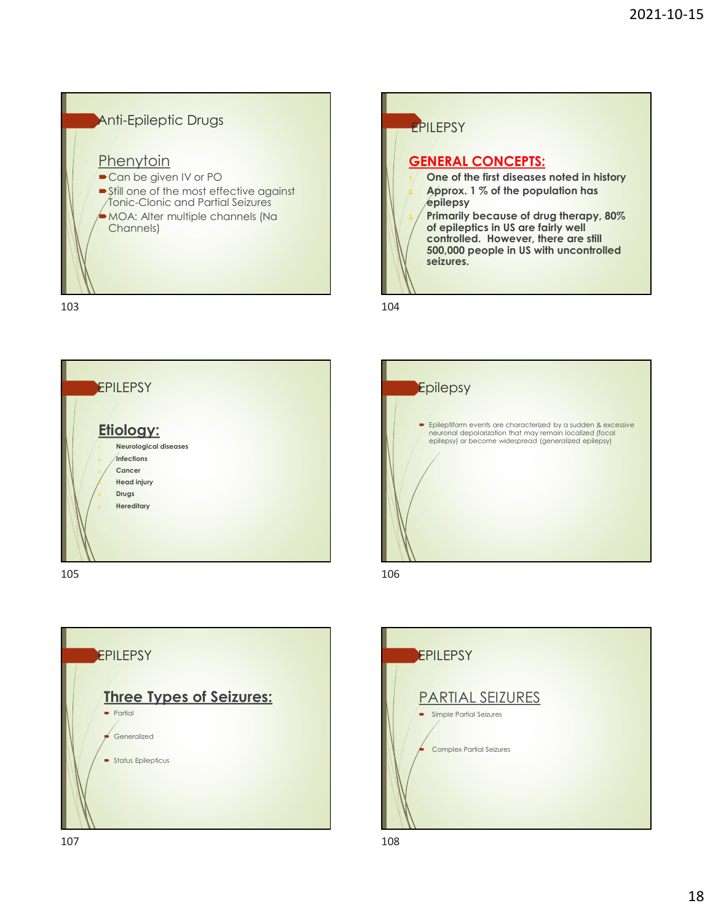## Anti-Epileptic Drugs

### Phenytoin

- Can be given IV or PO
- Still one of the most effective against Tonic-Clonic and Partial Seizures
- MOA: Alter multiple channels (Na Channels)

## EPILEPSY

### GENERAL CONCEPTS:

1. **One of the first diseases noted in history**
2. **Approx. 1 % of the population has epilepsy**
3. **Primarily because of drug therapy, 80% of epileptics in US are fairly well controlled. However, there are still 500,000 people in US with uncontrolled seizures.**

## EPILEPSY

### Etiology:

1. **Neurological diseases**
2. **Infections**
3. **Cancer**
4. **Head injury**
5. **Drugs**
6. **Hereditary**

## Epilepsy

- Epileptiform events are characterized by a sudden & excessive neuronal depolarization that may remain localized (focal epilepsy) or become widespread (generalized epilepsy)

## EPILEPSY

### Three Types of Seizures:

- Partial
- Generalized
- Status Epilepticus

## EPILEPSY

### PARTIAL SEIZURES

- Simple Partial Seizures
- Complex Partial Seizures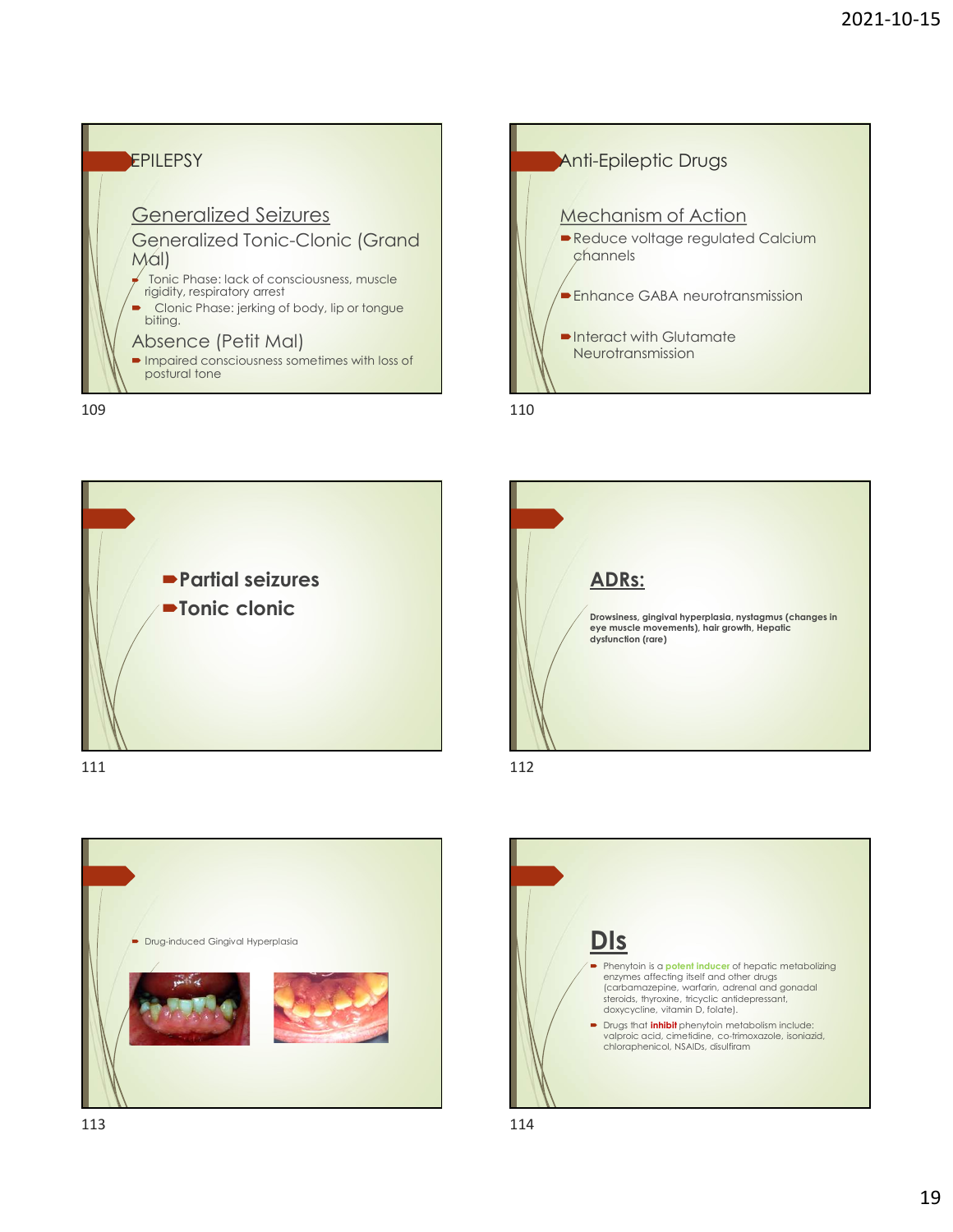## EPILEPSY

### Generalized Seizures

Generalized Tonic-Clonic (Grand Mal)

- Tonic Phase: lack of consciousness, muscle rigidity, respiratory arrest
- Clonic Phase: jerking of body, lip or tongue biting.

Absence (Petit Mal)

- Impaired consciousness sometimes with loss of postural tone

## Anti-Epileptic Drugs

### Mechanism of Action

- Reduce voltage regulated Calcium channels
- Enhance GABA neurotransmission
- Interact with Glutamate Neurotransmission

---

- **Partial seizures**
- **Tonic clonic**

---

## ADRs:

**Drowsiness, gingival hyperplasia, nystagmus (changes in eye muscle movements), hair growth, Hepatic dysfunction (rare)**

---

- Drug-induced Gingival Hyperplasia

---

## DIs

- Phenytoin is a **potent inducer** of hepatic metabolizing enzymes affecting itself and other drugs (carbamazepine, warfarin, adrenal and gonadal steroids, thyroxine, tricyclic antidepressant, doxycycline, vitamin D, folate).
- Drugs that **inhibit** phenytoin metabolism include: valproic acid, cimetidine, co-trimoxazole, isoniazid, chloraphenicol, NSAIDs, disulfiram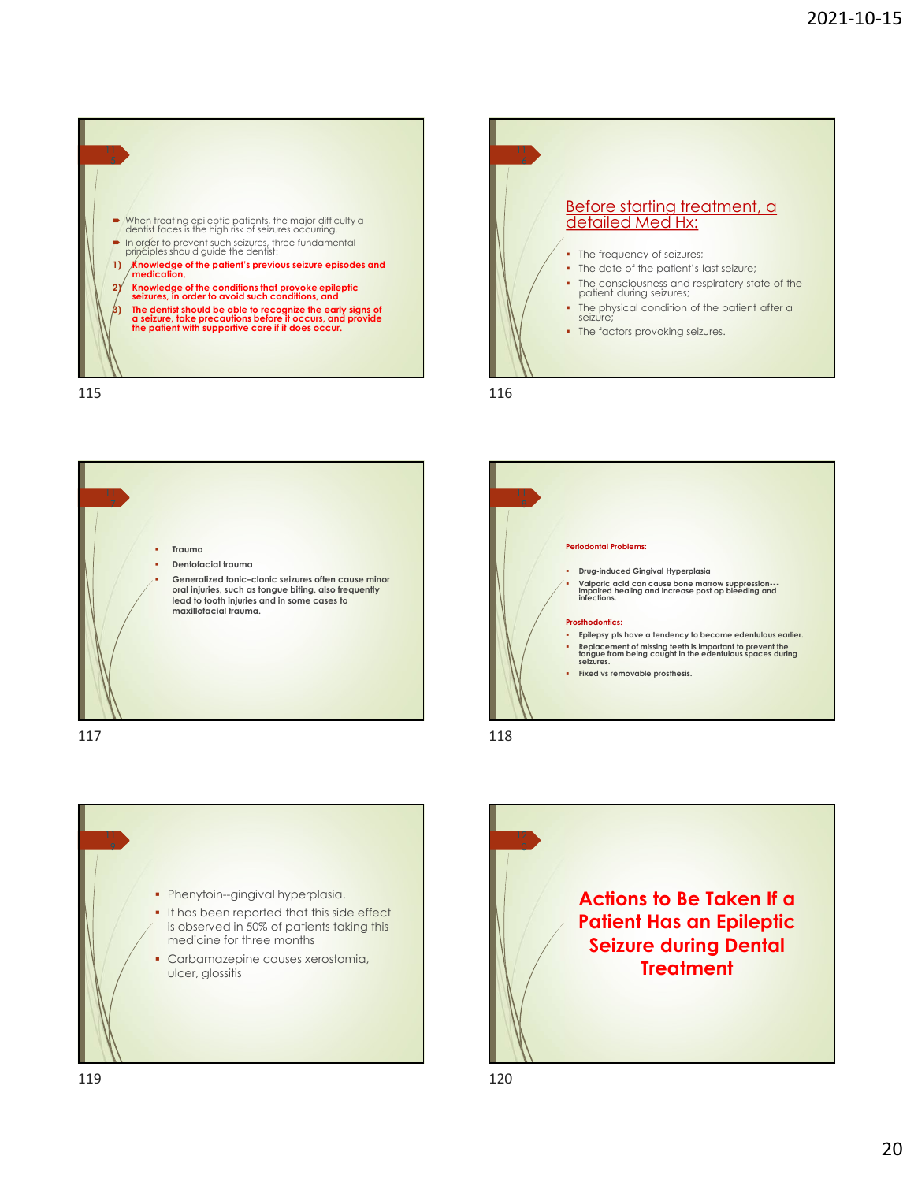- When treating epileptic patients, the major difficulty a dentist faces is the high risk of seizures occurring.
- In order to prevent such seizures, three fundamental principles should guide the dentist:

1) **Knowledge of the patient's previous seizure episodes and medication,**
2) **Knowledge of the conditions that provoke epileptic seizures, in order to avoid such conditions, and**
3) **The dentist should be able to recognize the early signs of a seizure, take precautions before it occurs, and provide the patient with supportive care if it does occur.**

## Before starting treatment, a detailed Med Hx:

- The frequency of seizures;
- The date of the patient's last seizure;
- The consciousness and respiratory state of the patient during seizures;
- The physical condition of the patient after a seizure;
- The factors provoking seizures.

---

- **Trauma**
- **Dentofacial trauma**
- **Generalized tonic–clonic seizures often cause minor oral injuries, such as tongue biting, also frequently lead to tooth injuries and in some cases to maxillofacial trauma.**

---

**Periodontal Problems:**

- **Drug-induced Gingival Hyperplasia**
- **Valporic acid can cause bone marrow suppression---impaired healing and increase post op bleeding and infections.**

**Prosthodontics:**

- **Epilepsy pts have a tendency to become edentulous earlier.**
- **Replacement of missing teeth is important to prevent the tongue from being caught in the edentulous spaces during seizures.**
- **Fixed vs removable prosthesis.**

---

- Phenytoin--gingival hyperplasia.
- It has been reported that this side effect is observed in 50% of patients taking this medicine for three months
- Carbamazepine causes xerostomia, ulcer, glossitis

---

# Actions to Be Taken If a Patient Has an Epileptic Seizure during Dental Treatment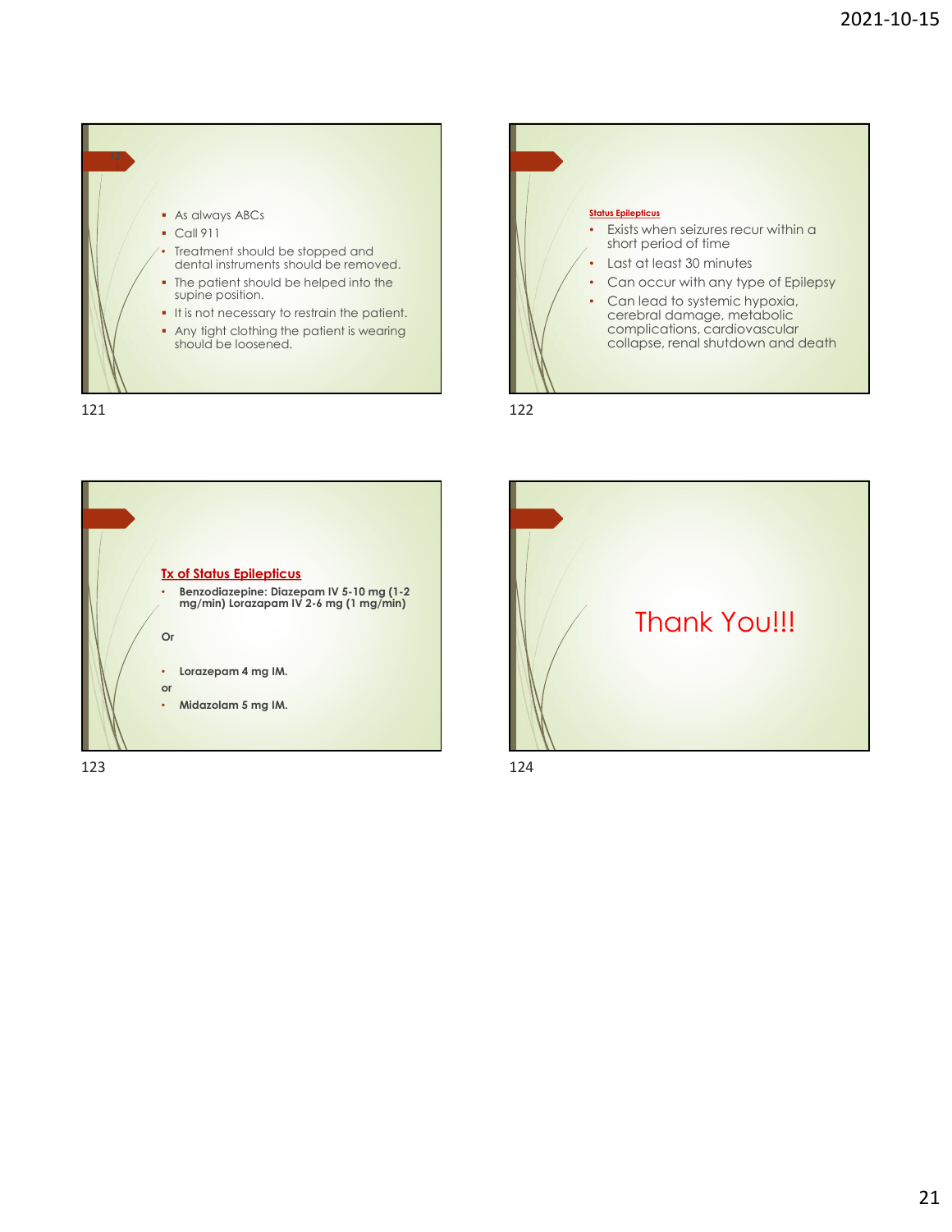- As always ABCs
- Call 911
- Treatment should be stopped and dental instruments should be removed.
- The patient should be helped into the supine position.
- It is not necessary to restrain the patient.
- Any tight clothing the patient is wearing should be loosened.

**Status Epilepticus**

- Exists when seizures recur within a short period of time
- Last at least 30 minutes
- Can occur with any type of Epilepsy
- Can lead to systemic hypoxia, cerebral damage, metabolic complications, cardiovascular collapse, renal shutdown and death

**Tx of Status Epilepticus**

- **Benzodiazepine: Diazepam IV 5-10 mg (1-2 mg/min) Lorazapam IV 2-6 mg (1 mg/min)**

**Or**

- **Lorazepam 4 mg IM.**

**or**

- **Midazolam 5 mg IM.**

Thank You!!!